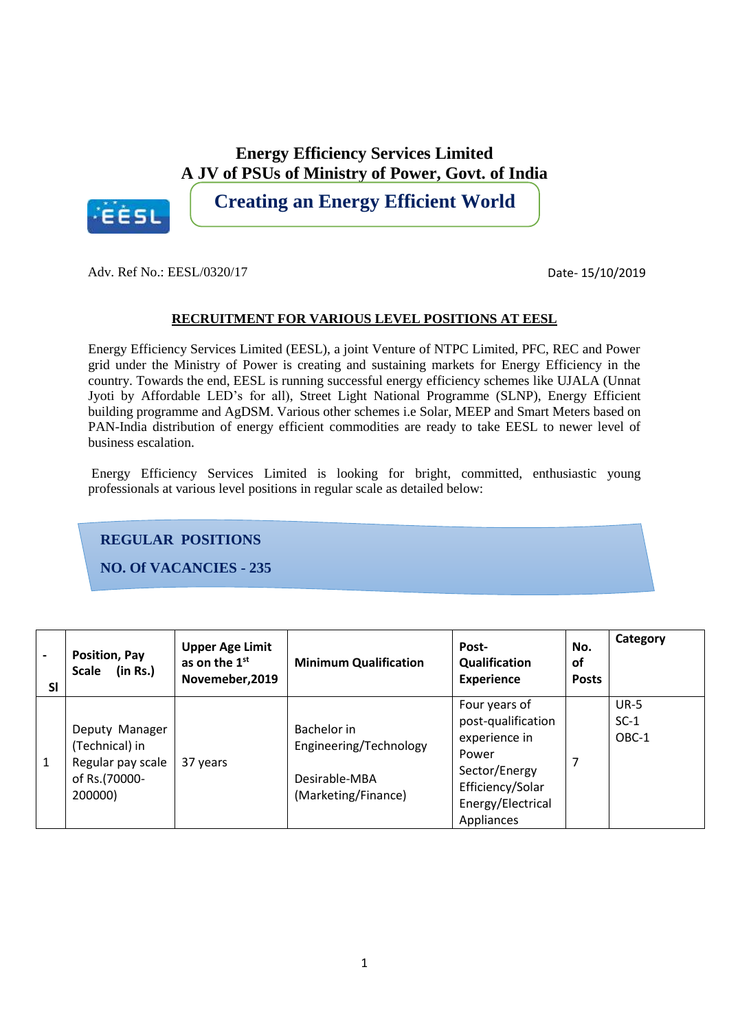# Energy Efficiency Services Limited

## A JV of PSUs of Ministry of Power, Govt. of India

**Creating an Energy Efficient World**

Adv. Ref No.: EESL/0320/17

Date- 15/10/2019

## RECRUITMENT FOR VARIOUS LEVEL POSITIONS AT EESL

Energy Efficiency Services Limited (EESL), a joint Venture of NTPC Limited, PFC, REC and Power grid under the Ministry of Power is creating and sustaining markets for Energy Efficiency in the country. Towards the end, EESL is running successful energy efficiency schemes like UJALA (Unnat Jyoti by Affordable LED's for all), Street Light National Programme (SLNP), Energy Efficient building programme and AgDSM. Various other schemes i.e Solar, MEEP and Smart Meters based on PAN-India distribution of energy efficient commodities are ready to take EESL to newer level of business escalation.

Energy Efficiency Services Limited is looking for bright, committed, enthusiastic young professionals at various level positions in regular scale as detailed below:

**REGULAR POSITIONS**

**NO. Of VACANCIES - 235**

| - Sl | Position, Pay Scale (in Rs.) | Upper Age Limit as on the 1st Novemeber,2019 | Minimum Qualification | Post-Qualification Experience | No. of Posts | Category |
|---|---|---|---|---|---|---|
| 1 | Deputy Manager (Technical) in Regular pay scale of Rs.(70000-200000) | 37 years | Bachelor in Engineering/Technology<br><br>Desirable-MBA (Marketing/Finance) | Four years of post-qualification experience in Power Sector/Energy Efficiency/Solar Energy/Electrical Appliances | 7 | UR-5<br>SC-1<br>OBC-1 |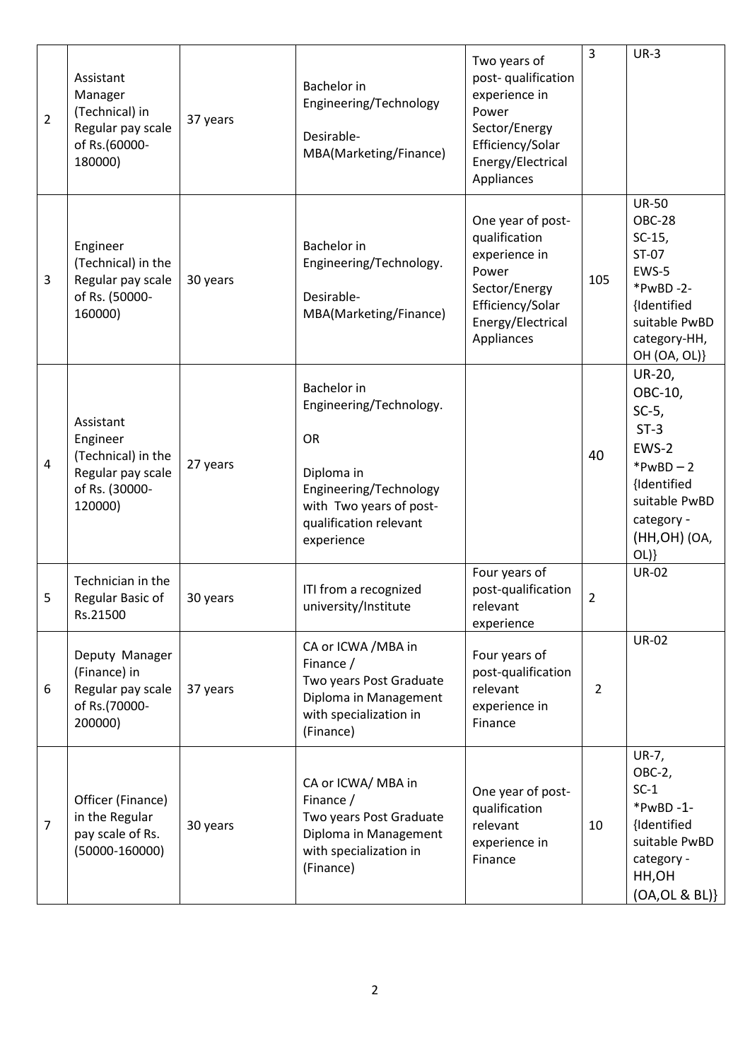| 2 | Assistant Manager (Technical) in Regular pay scale of Rs.(60000-180000) | 37 years | Bachelor in Engineering/Technology<br><br>Desirable- MBA(Marketing/Finance) | Two years of post- qualification experience in Power Sector/Energy Efficiency/Solar Energy/Electrical Appliances | 3 | UR-3 |
|---|---|---|---|---|---|---|
| 3 | Engineer (Technical) in the Regular pay scale of Rs. (50000-160000) | 30 years | Bachelor in Engineering/Technology.<br><br>Desirable- MBA(Marketing/Finance) | One year of post-qualification experience in Power Sector/Energy Efficiency/Solar Energy/Electrical Appliances | 105 | UR-50<br>OBC-28<br>SC-15,<br>ST-07<br>EWS-5<br>*PwBD -2- {Identified suitable PwBD category-HH, OH (OA, OL)} |
| 4 | Assistant Engineer (Technical) in the Regular pay scale of Rs. (30000-120000) | 27 years | Bachelor in Engineering/Technology.<br><br>OR<br><br>Diploma in Engineering/Technology with Two years of post-qualification relevant experience | | 40 | UR-20,<br>OBC-10,<br>SC-5,<br>ST-3<br>EWS-2<br>*PwBD – 2 {Identified suitable PwBD category - (HH,OH) (OA, OL)} |
| 5 | Technician in the Regular Basic of Rs.21500 | 30 years | ITI from a recognized university/Institute | Four years of post-qualification relevant experience | 2 | UR-02 |
| 6 | Deputy Manager (Finance) in Regular pay scale of Rs.(70000-200000) | 37 years | CA or ICWA /MBA in Finance /<br>Two years Post Graduate Diploma in Management with specialization in (Finance) | Four years of post-qualification relevant experience in Finance | 2 | UR-02 |
| 7 | Officer (Finance) in the Regular pay scale of Rs. (50000-160000) | 30 years | CA or ICWA/ MBA in Finance /<br>Two years Post Graduate Diploma in Management with specialization in (Finance) | One year of post-qualification relevant experience in Finance | 10 | UR-7,<br>OBC-2,<br>SC-1<br>*PwBD -1- {Identified suitable PwBD category - HH,OH (OA,OL & BL)} |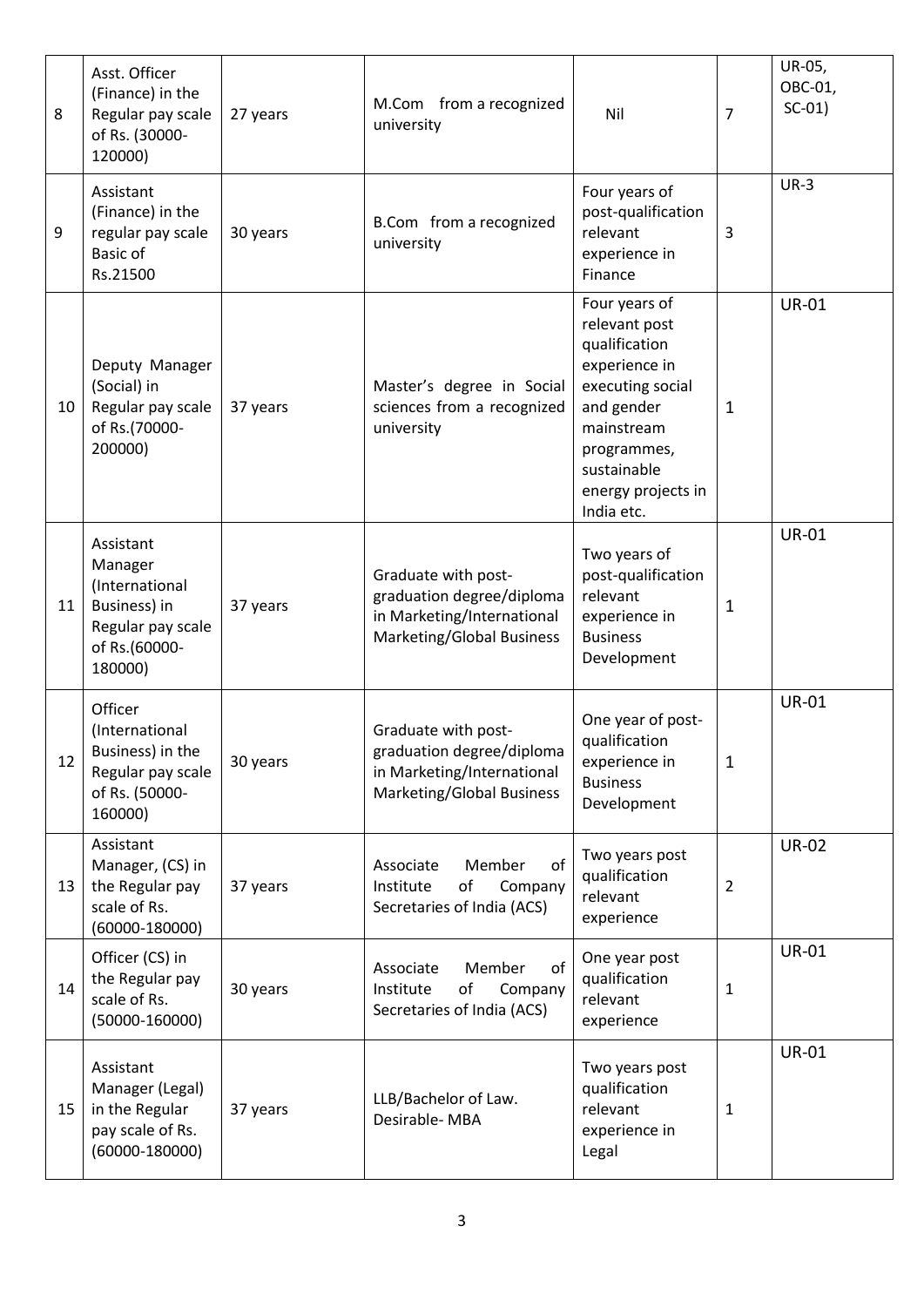| 8 | Asst. Officer (Finance) in the Regular pay scale of Rs. (30000-120000) | 27 years | M.Com from a recognized university | Nil | 7 | UR-05, OBC-01, SC-01) |
|---|---|---|---|---|---|---|
| 9 | Assistant (Finance) in the regular pay scale Basic of Rs.21500 | 30 years | B.Com from a recognized university | Four years of post-qualification relevant experience in Finance | 3 | UR-3 |
| 10 | Deputy Manager (Social) in Regular pay scale of Rs.(70000-200000) | 37 years | Master's degree in Social sciences from a recognized university | Four years of relevant post qualification experience in executing social and gender mainstream programmes, sustainable energy projects in India etc. | 1 | UR-01 |
| 11 | Assistant Manager (International Business) in Regular pay scale of Rs.(60000-180000) | 37 years | Graduate with post-graduation degree/diploma in Marketing/International Marketing/Global Business | Two years of post-qualification relevant experience in Business Development | 1 | UR-01 |
| 12 | Officer (International Business) in the Regular pay scale of Rs. (50000-160000) | 30 years | Graduate with post-graduation degree/diploma in Marketing/International Marketing/Global Business | One year of post-qualification experience in Business Development | 1 | UR-01 |
| 13 | Assistant Manager, (CS) in the Regular pay scale of Rs. (60000-180000) | 37 years | Associate Member of Institute of Company Secretaries of India (ACS) | Two years post qualification relevant experience | 2 | UR-02 |
| 14 | Officer (CS) in the Regular pay scale of Rs. (50000-160000) | 30 years | Associate Member of Institute of Company Secretaries of India (ACS) | One year post qualification relevant experience | 1 | UR-01 |
| 15 | Assistant Manager (Legal) in the Regular pay scale of Rs. (60000-180000) | 37 years | LLB/Bachelor of Law. Desirable- MBA | Two years post qualification relevant experience in Legal | 1 | UR-01 |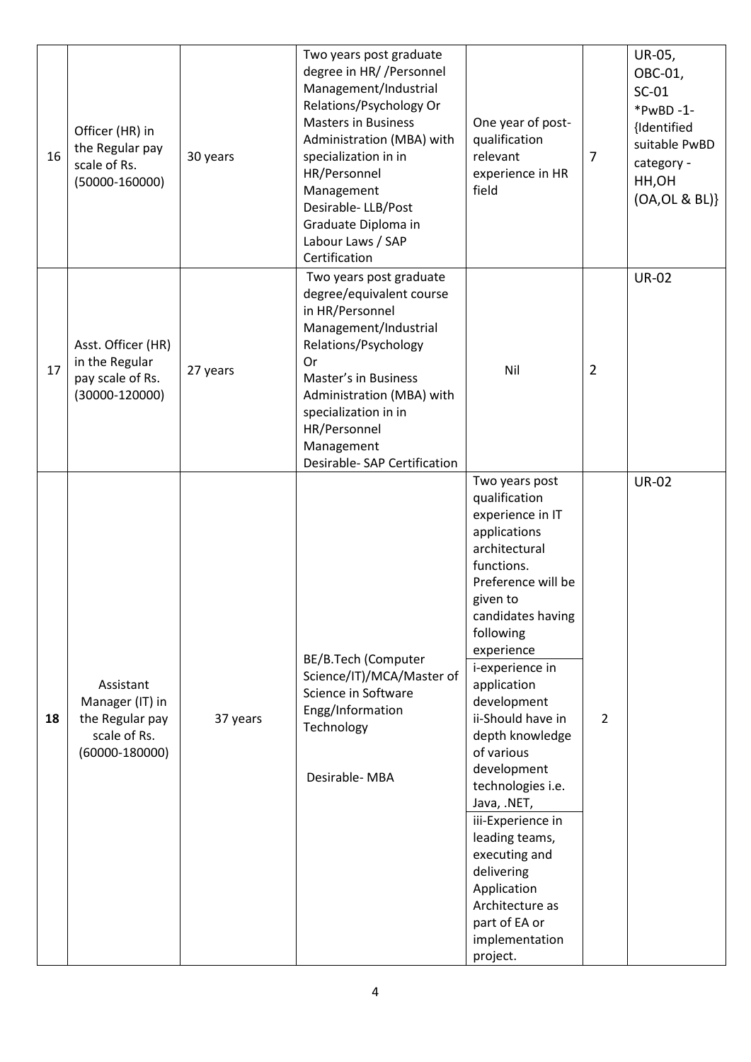| 16 | Officer (HR) in the Regular pay scale of Rs. (50000-160000) | 30 years | Two years post graduate degree in HR/ /Personnel Management/Industrial Relations/Psychology Or Masters in Business Administration (MBA) with specialization in in HR/Personnel Management Desirable- LLB/Post Graduate Diploma in Labour Laws / SAP Certification | One year of post-qualification relevant experience in HR field | 7 | UR-05, OBC-01, SC-01 *PwBD -1- {Identified suitable PwBD category - HH,OH (OA,OL & BL)} |
|---|---|---|---|---|---|---|
| 17 | Asst. Officer (HR) in the Regular pay scale of Rs. (30000-120000) | 27 years | Two years post graduate degree/equivalent course in HR/Personnel Management/Industrial Relations/Psychology Or Master's in Business Administration (MBA) with specialization in in HR/Personnel Management Desirable- SAP Certification | Nil | 2 | UR-02 |
| **18** | Assistant Manager (IT) in the Regular pay scale of Rs. (60000-180000) | 37 years | BE/B.Tech (Computer Science/IT)/MCA/Master of Science in Software Engg/Information Technology<br><br>Desirable- MBA | Two years post qualification experience in IT applications architectural functions. Preference will be given to candidates having following experience<br>i-experience in application development<br>ii-Should have in depth knowledge of various development technologies i.e. Java, .NET,<br>iii-Experience in leading teams, executing and delivering Application Architecture as part of EA or implementation project. | 2 | UR-02 |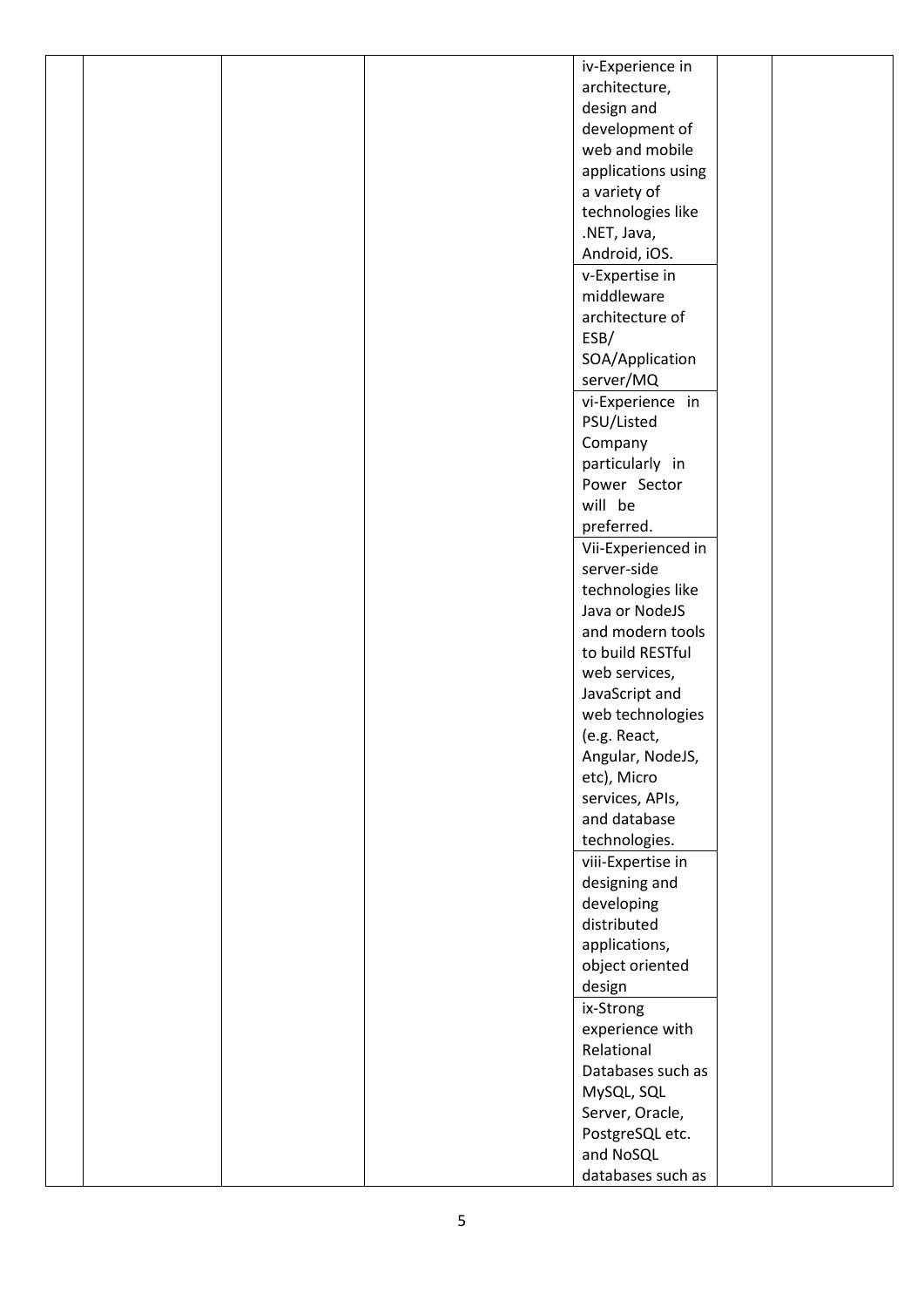|  |  |  |  | iv-Experience in architecture, design and development of web and mobile applications using a variety of technologies like .NET, Java, Android, iOS. |  |  |
|---|---|---|---|---|---|---|
|  |  |  |  | v-Expertise in middleware architecture of ESB/ SOA/Application server/MQ |  |  |
|  |  |  |  | vi-Experience in PSU/Listed Company particularly in Power Sector will be preferred. |  |  |
|  |  |  |  | Vii-Experienced in server-side technologies like Java or NodeJS and modern tools to build RESTful web services, JavaScript and web technologies (e.g. React, Angular, NodeJS, etc), Micro services, APIs, and database technologies. |  |  |
|  |  |  |  | viii-Expertise in designing and developing distributed applications, object oriented design |  |  |
|  |  |  |  | ix-Strong experience with Relational Databases such as MySQL, SQL Server, Oracle, PostgreSQL etc. and NoSQL databases such as |  |  |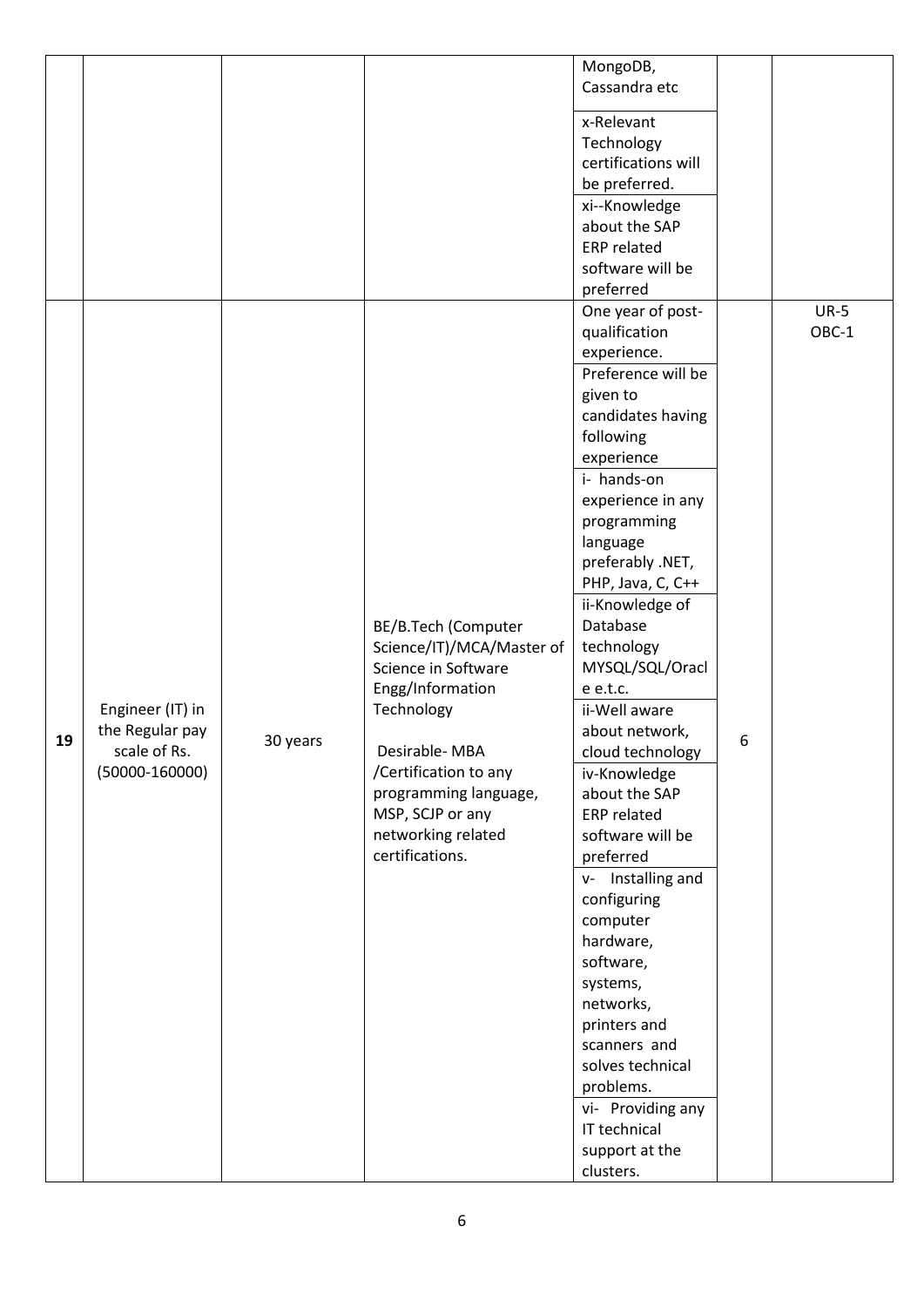| | | | | | | |
|---|---|---|---|---|---|---|
| | | | | MongoDB, Cassandra etc<br>x-Relevant Technology certifications will be preferred.<br>xi--Knowledge about the SAP ERP related software will be preferred | | |
| 19 | Engineer (IT) in the Regular pay scale of Rs. (50000-160000) | 30 years | BE/B.Tech (Computer Science/IT)/MCA/Master of Science in Software Engg/Information Technology<br><br>Desirable- MBA /Certification to any programming language, MSP, SCJP or any networking related certifications. | One year of post-qualification experience.<br>Preference will be given to candidates having following experience<br>i- hands-on experience in any programming language preferably .NET, PHP, Java, C, C++<br>ii-Knowledge of Database technology MYSQL/SQL/Oracle e.t.c.<br>ii-Well aware about network, cloud technology<br>iv-Knowledge about the SAP ERP related software will be preferred<br>v- Installing and configuring computer hardware, software, systems, networks, printers and scanners and solves technical problems.<br>vi- Providing any IT technical support at the clusters. | 6 | UR-5<br>OBC-1 |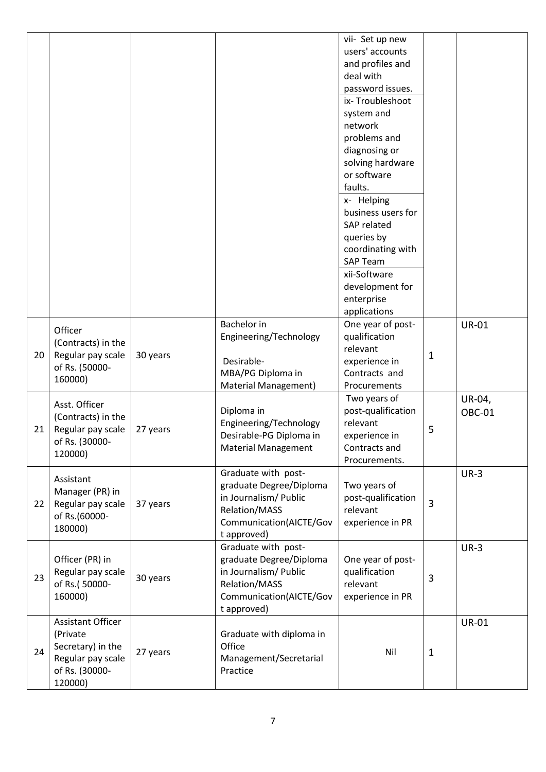|  |  |  |  |  |  |  |
|---|---|---|---|---|---|---|
|  |  |  |  | vii- Set up new users' accounts and profiles and deal with password issues. |  |  |
|  |  |  |  | ix- Troubleshoot system and network problems and diagnosing or solving hardware or software faults. |  |  |
|  |  |  |  | x- Helping business users for SAP related queries by coordinating with SAP Team |  |  |
|  |  |  |  | xii-Software development for enterprise applications |  |  |
| 20 | Officer (Contracts) in the Regular pay scale of Rs. (50000-160000) | 30 years | Bachelor in Engineering/Technology<br><br>Desirable-<br>MBA/PG Diploma in Material Management) | One year of post-qualification relevant experience in Contracts and Procurements | 1 | UR-01 |
| 21 | Asst. Officer (Contracts) in the Regular pay scale of Rs. (30000-120000) | 27 years | Diploma in Engineering/Technology<br>Desirable-PG Diploma in Material Management | Two years of post-qualification relevant experience in Contracts and Procurements. | 5 | UR-04, OBC-01 |
| 22 | Assistant Manager (PR) in Regular pay scale of Rs.(60000-180000) | 37 years | Graduate with post-graduate Degree/Diploma in Journalism/ Public Relation/MASS Communication(AICTE/Govt approved) | Two years of post-qualification relevant experience in PR | 3 | UR-3 |
| 23 | Officer (PR) in Regular pay scale of Rs.( 50000-160000) | 30 years | Graduate with post-graduate Degree/Diploma in Journalism/ Public Relation/MASS Communication(AICTE/Govt approved) | One year of post-qualification relevant experience in PR | 3 | UR-3 |
| 24 | Assistant Officer (Private Secretary) in the Regular pay scale of Rs. (30000-120000) | 27 years | Graduate with diploma in Office Management/Secretarial Practice | Nil | 1 | UR-01 |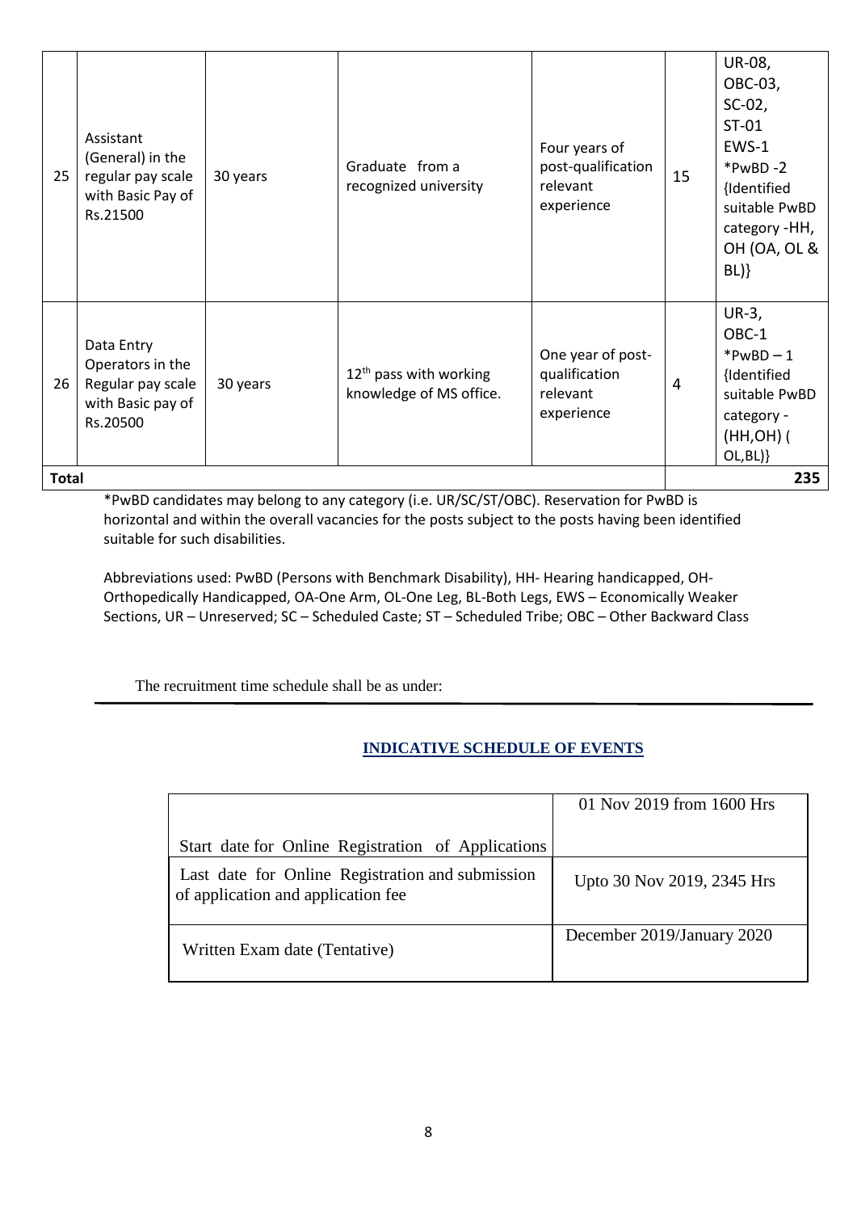| 25 | Assistant (General) in the regular pay scale with Basic Pay of Rs.21500 | 30 years | Graduate from a recognized university | Four years of post-qualification relevant experience | 15 | UR-08, OBC-03, SC-02, ST-01 EWS-1 *PwBD -2 {Identified suitable PwBD category -HH, OH (OA, OL & BL)} |
|---|---|---|---|---|---|---|
| 26 | Data Entry Operators in the Regular pay scale with Basic pay of Rs.20500 | 30 years | 12th pass with working knowledge of MS office. | One year of post-qualification relevant experience | 4 | UR-3, OBC-1 *PwBD – 1 {Identified suitable PwBD category - (HH,OH) ( OL,BL)} |
| **Total** | | | | | | **235** |

*PwBD candidates may belong to any category (i.e. UR/SC/ST/OBC). Reservation for PwBD is horizontal and within the overall vacancies for the posts subject to the posts having been identified suitable for such disabilities.

Abbreviations used: PwBD (Persons with Benchmark Disability), HH- Hearing handicapped, OH- Orthopedically Handicapped, OA-One Arm, OL-One Leg, BL-Both Legs, EWS – Economically Weaker Sections, UR – Unreserved; SC – Scheduled Caste; ST – Scheduled Tribe; OBC – Other Backward Class

The recruitment time schedule shall be as under:

## INDICATIVE SCHEDULE OF EVENTS

| | |
|---|---|
| Start date for Online Registration of Applications | 01 Nov 2019 from 1600 Hrs |
| Last date for Online Registration and submission of application and application fee | Upto 30 Nov 2019, 2345 Hrs |
| Written Exam date (Tentative) | December 2019/January 2020 |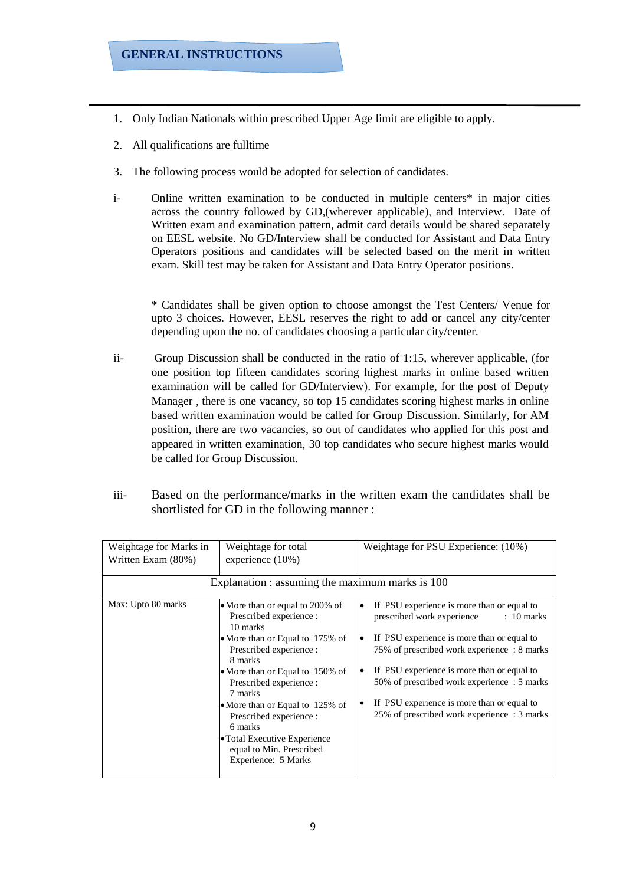## GENERAL INSTRUCTIONS

1. Only Indian Nationals within prescribed Upper Age limit are eligible to apply.
2. All qualifications are fulltime
3. The following process would be adopted for selection of candidates.

i- Online written examination to be conducted in multiple centers* in major cities across the country followed by GD,(wherever applicable), and Interview. Date of Written exam and examination pattern, admit card details would be shared separately on EESL website. No GD/Interview shall be conducted for Assistant and Data Entry Operators positions and candidates will be selected based on the merit in written exam. Skill test may be taken for Assistant and Data Entry Operator positions.

\* Candidates shall be given option to choose amongst the Test Centers/ Venue for upto 3 choices. However, EESL reserves the right to add or cancel any city/center depending upon the no. of candidates choosing a particular city/center.

ii- Group Discussion shall be conducted in the ratio of 1:15, wherever applicable, (for one position top fifteen candidates scoring highest marks in online based written examination will be called for GD/Interview). For example, for the post of Deputy Manager , there is one vacancy, so top 15 candidates scoring highest marks in online based written examination would be called for Group Discussion. Similarly, for AM position, there are two vacancies, so out of candidates who applied for this post and appeared in written examination, 30 top candidates who secure highest marks would be called for Group Discussion.

iii- Based on the performance/marks in the written exam the candidates shall be shortlisted for GD in the following manner :

| Weightage for Marks in Written Exam (80%) | Weightage for total experience (10%) | Weightage for PSU Experience: (10%) |
|---|---|---|
| Explanation : assuming the maximum marks is 100 | | |
| Max: Upto 80 marks | • More than or equal to 200% of Prescribed experience : 10 marks<br>• More than or Equal to 175% of Prescribed experience : 8 marks<br>• More than or Equal to 150% of Prescribed experience : 7 marks<br>• More than or Equal to 125% of Prescribed experience : 6 marks<br>• Total Executive Experience equal to Min. Prescribed Experience: 5 Marks | • If PSU experience is more than or equal to prescribed work experience : 10 marks<br>• If PSU experience is more than or equal to 75% of prescribed work experience : 8 marks<br>• If PSU experience is more than or equal to 50% of prescribed work experience : 5 marks<br>• If PSU experience is more than or equal to 25% of prescribed work experience : 3 marks |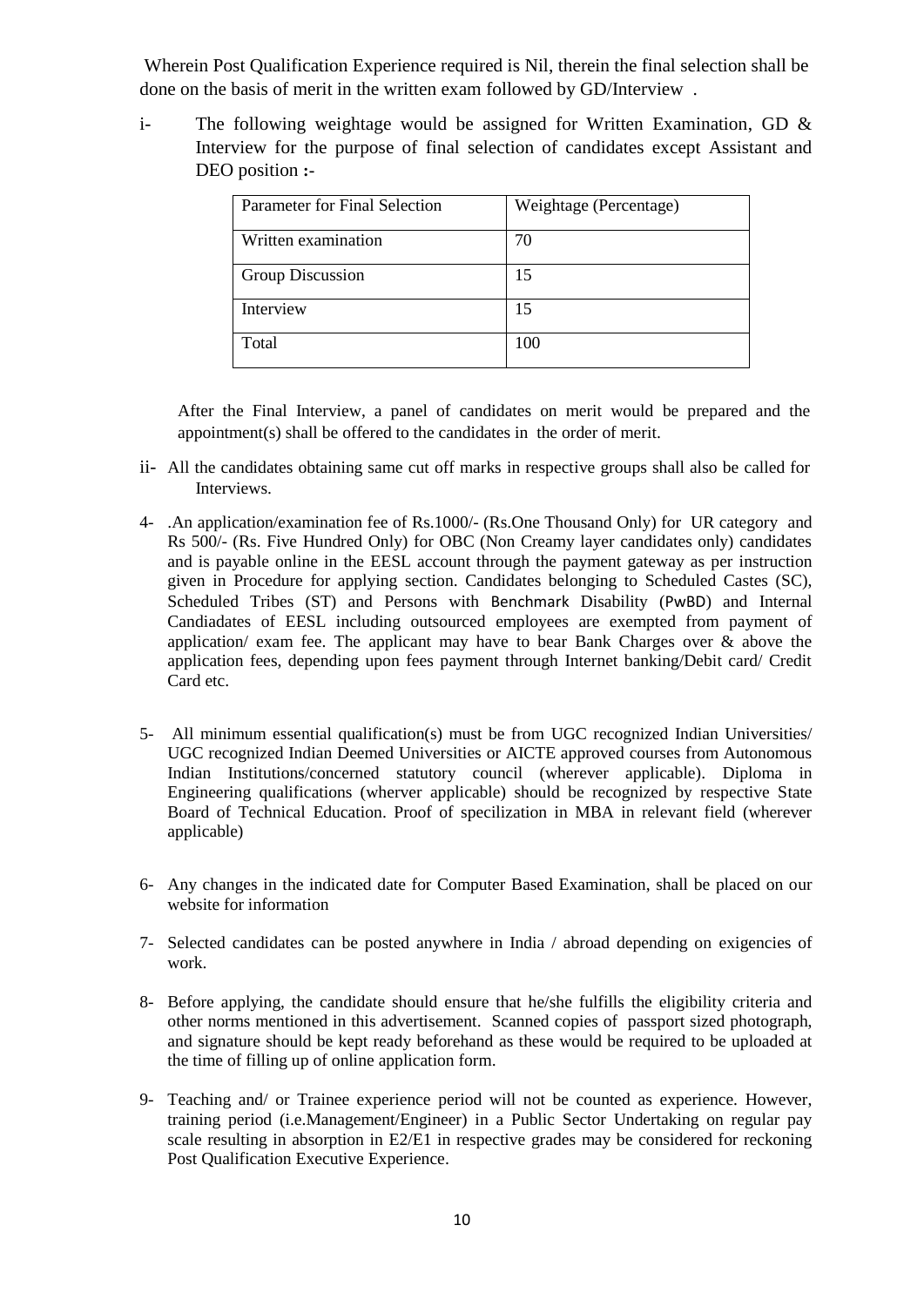Wherein Post Qualification Experience required is Nil, therein the final selection shall be done on the basis of merit in the written exam followed by GD/Interview .

i- The following weightage would be assigned for Written Examination, GD & Interview for the purpose of final selection of candidates except Assistant and DEO position **:-**

| Parameter for Final Selection | Weightage (Percentage) |
|---|---|
| Written examination | 70 |
| Group Discussion | 15 |
| Interview | 15 |
| Total | 100 |

After the Final Interview, a panel of candidates on merit would be prepared and the appointment(s) shall be offered to the candidates in the order of merit.

ii- All the candidates obtaining same cut off marks in respective groups shall also be called for Interviews.

4- .An application/examination fee of Rs.1000/- (Rs.One Thousand Only) for UR category and Rs 500/- (Rs. Five Hundred Only) for OBC (Non Creamy layer candidates only) candidates and is payable online in the EESL account through the payment gateway as per instruction given in Procedure for applying section. Candidates belonging to Scheduled Castes (SC), Scheduled Tribes (ST) and Persons with Benchmark Disability (PwBD) and Internal Candiadates of EESL including outsourced employees are exempted from payment of application/ exam fee. The applicant may have to bear Bank Charges over & above the application fees, depending upon fees payment through Internet banking/Debit card/ Credit Card etc.

5- All minimum essential qualification(s) must be from UGC recognized Indian Universities/ UGC recognized Indian Deemed Universities or AICTE approved courses from Autonomous Indian Institutions/concerned statutory council (wherever applicable). Diploma in Engineering qualifications (wherver applicable) should be recognized by respective State Board of Technical Education. Proof of specilization in MBA in relevant field (wherever applicable)

6- Any changes in the indicated date for Computer Based Examination, shall be placed on our website for information

7- Selected candidates can be posted anywhere in India / abroad depending on exigencies of work.

8- Before applying, the candidate should ensure that he/she fulfills the eligibility criteria and other norms mentioned in this advertisement. Scanned copies of passport sized photograph, and signature should be kept ready beforehand as these would be required to be uploaded at the time of filling up of online application form.

9- Teaching and/ or Trainee experience period will not be counted as experience. However, training period (i.e.Management/Engineer) in a Public Sector Undertaking on regular pay scale resulting in absorption in E2/E1 in respective grades may be considered for reckoning Post Qualification Executive Experience.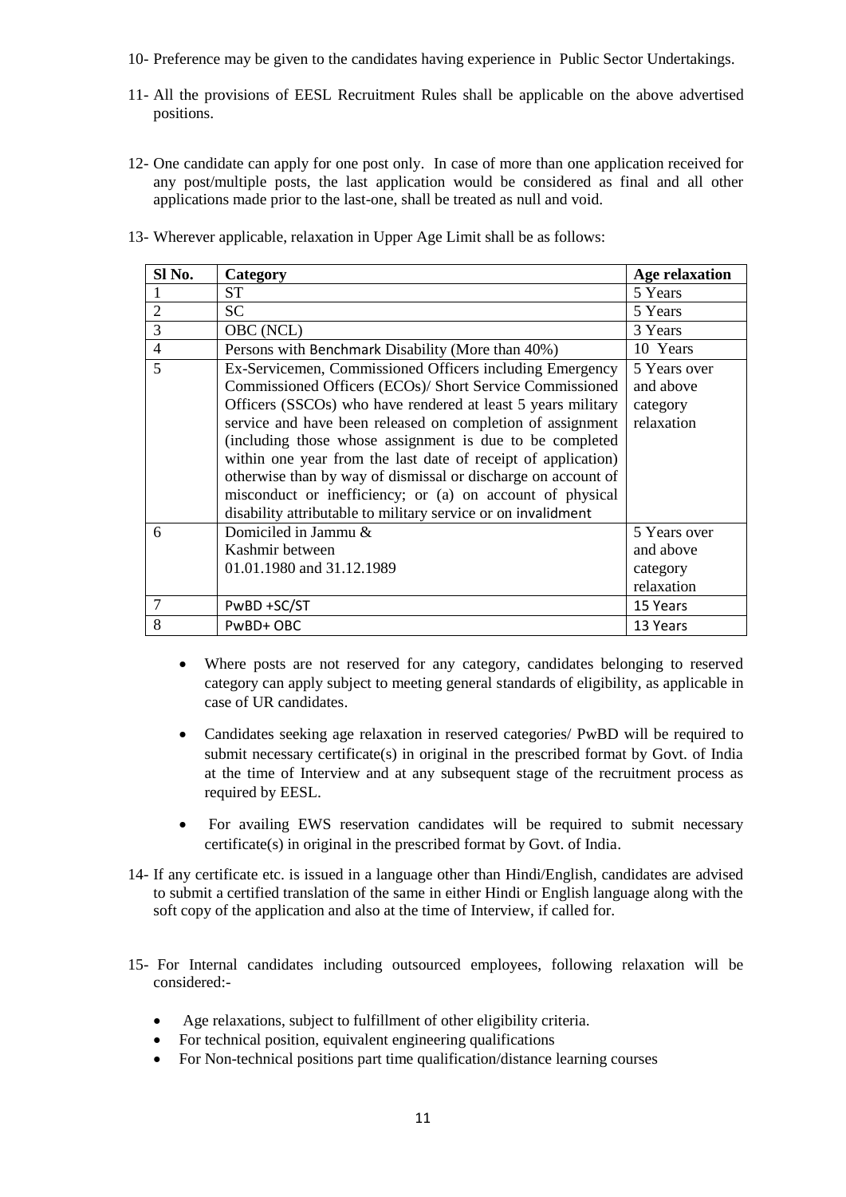10- Preference may be given to the candidates having experience in Public Sector Undertakings.

11- All the provisions of EESL Recruitment Rules shall be applicable on the above advertised positions.

12- One candidate can apply for one post only. In case of more than one application received for any post/multiple posts, the last application would be considered as final and all other applications made prior to the last-one, shall be treated as null and void.

13- Wherever applicable, relaxation in Upper Age Limit shall be as follows:

| Sl No. | Category | Age relaxation |
|---|---|---|
| 1 | ST | 5 Years |
| 2 | SC | 5 Years |
| 3 | OBC (NCL) | 3 Years |
| 4 | Persons with Benchmark Disability (More than 40%) | 10 Years |
| 5 | Ex-Servicemen, Commissioned Officers including Emergency Commissioned Officers (ECOs)/ Short Service Commissioned Officers (SSCOs) who have rendered at least 5 years military service and have been released on completion of assignment (including those whose assignment is due to be completed within one year from the last date of receipt of application) otherwise than by way of dismissal or discharge on account of misconduct or inefficiency; or (a) on account of physical disability attributable to military service or on invalidment | 5 Years over and above category relaxation |
| 6 | Domiciled in Jammu & Kashmir between 01.01.1980 and 31.12.1989 | 5 Years over and above category relaxation |
| 7 | PwBD +SC/ST | 15 Years |
| 8 | PwBD+ OBC | 13 Years |

- Where posts are not reserved for any category, candidates belonging to reserved category can apply subject to meeting general standards of eligibility, as applicable in case of UR candidates.
- Candidates seeking age relaxation in reserved categories/ PwBD will be required to submit necessary certificate(s) in original in the prescribed format by Govt. of India at the time of Interview and at any subsequent stage of the recruitment process as required by EESL.
- For availing EWS reservation candidates will be required to submit necessary certificate(s) in original in the prescribed format by Govt. of India.

14- If any certificate etc. is issued in a language other than Hindi/English, candidates are advised to submit a certified translation of the same in either Hindi or English language along with the soft copy of the application and also at the time of Interview, if called for.

15- For Internal candidates including outsourced employees, following relaxation will be considered:-

- Age relaxations, subject to fulfillment of other eligibility criteria.
- For technical position, equivalent engineering qualifications
- For Non-technical positions part time qualification/distance learning courses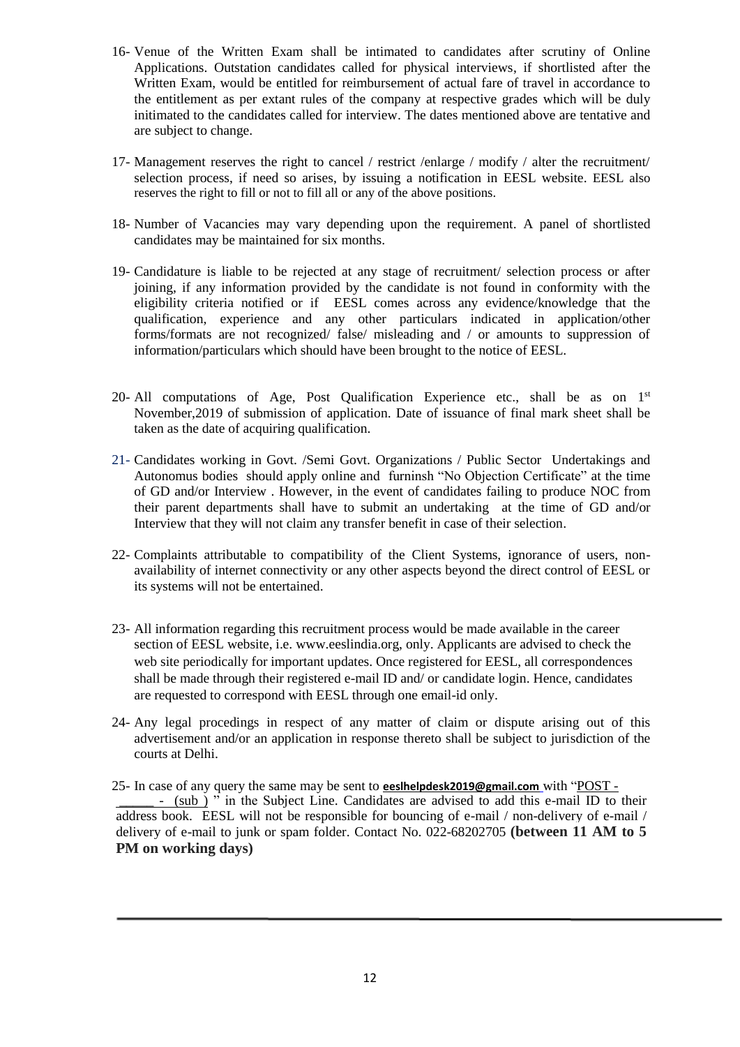16- Venue of the Written Exam shall be intimated to candidates after scrutiny of Online Applications. Outstation candidates called for physical interviews, if shortlisted after the Written Exam, would be entitled for reimbursement of actual fare of travel in accordance to the entitlement as per extant rules of the company at respective grades which will be duly initimated to the candidates called for interview. The dates mentioned above are tentative and are subject to change.

17- Management reserves the right to cancel / restrict /enlarge / modify / alter the recruitment/ selection process, if need so arises, by issuing a notification in EESL website. EESL also reserves the right to fill or not to fill all or any of the above positions.

18- Number of Vacancies may vary depending upon the requirement. A panel of shortlisted candidates may be maintained for six months.

19- Candidature is liable to be rejected at any stage of recruitment/ selection process or after joining, if any information provided by the candidate is not found in conformity with the eligibility criteria notified or if EESL comes across any evidence/knowledge that the qualification, experience and any other particulars indicated in application/other forms/formats are not recognized/ false/ misleading and / or amounts to suppression of information/particulars which should have been brought to the notice of EESL.

20- All computations of Age, Post Qualification Experience etc., shall be as on 1st November,2019 of submission of application. Date of issuance of final mark sheet shall be taken as the date of acquiring qualification.

21- Candidates working in Govt. /Semi Govt. Organizations / Public Sector Undertakings and Autonomus bodies should apply online and furninsh "No Objection Certificate" at the time of GD and/or Interview . However, in the event of candidates failing to produce NOC from their parent departments shall have to submit an undertaking at the time of GD and/or Interview that they will not claim any transfer benefit in case of their selection.

22- Complaints attributable to compatibility of the Client Systems, ignorance of users, non-availability of internet connectivity or any other aspects beyond the direct control of EESL or its systems will not be entertained.

23- All information regarding this recruitment process would be made available in the career section of EESL website, i.e. www.eeslindia.org, only. Applicants are advised to check the web site periodically for important updates. Once registered for EESL, all correspondences shall be made through their registered e-mail ID and/ or candidate login. Hence, candidates are requested to correspond with EESL through one email-id only.

24- Any legal procedings in respect of any matter of claim or dispute arising out of this advertisement and/or an application in response thereto shall be subject to jurisdiction of the courts at Delhi.

25- In case of any query the same may be sent to **eeslhelpdesk2019@gmail.com** with "POST - _____ - (sub )" in the Subject Line. Candidates are advised to add this e-mail ID to their address book. EESL will not be responsible for bouncing of e-mail / non-delivery of e-mail / delivery of e-mail to junk or spam folder. Contact No. 022-68202705 **(between 11 AM to 5 PM on working days)**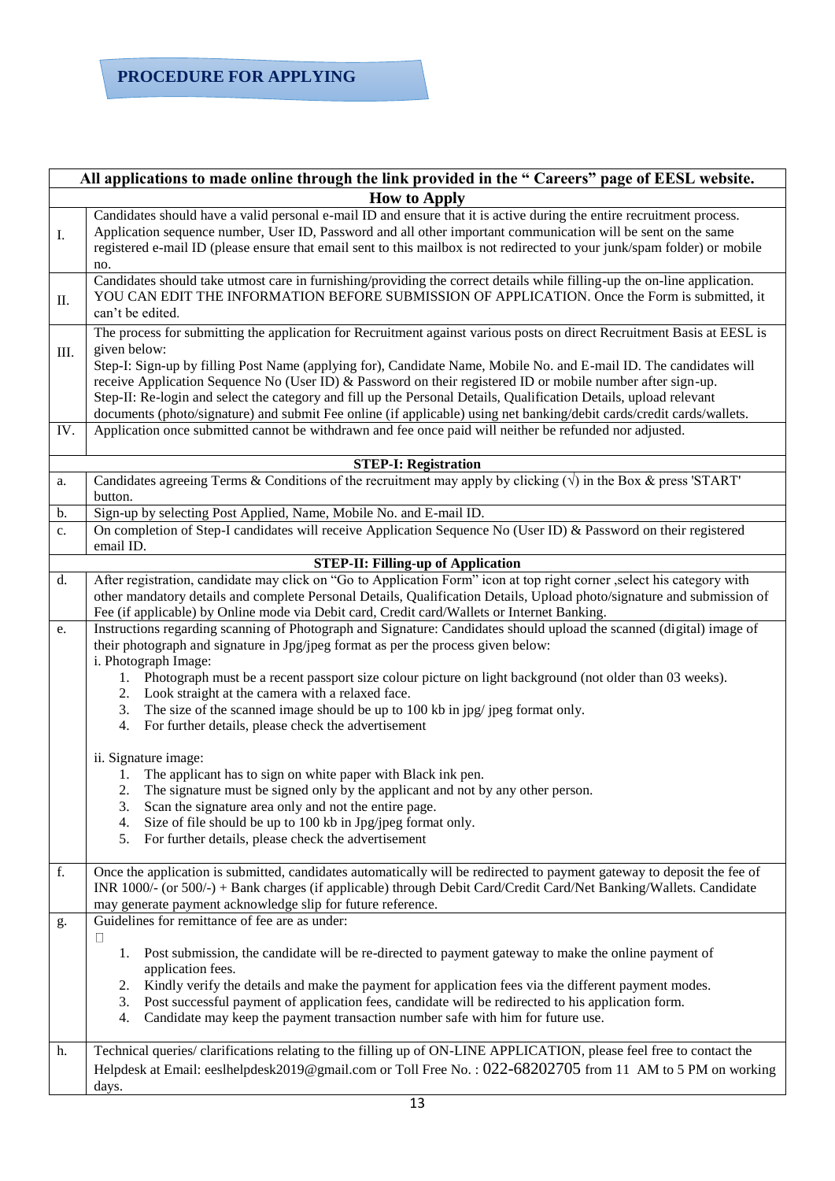## PROCEDURE FOR APPLYING

| All applications to made online through the link provided in the " Careers" page of EESL website. | |
|---|---|
| **How to Apply** | |
| I. | Candidates should have a valid personal e-mail ID and ensure that it is active during the entire recruitment process. Application sequence number, User ID, Password and all other important communication will be sent on the same registered e-mail ID (please ensure that email sent to this mailbox is not redirected to your junk/spam folder) or mobile no. |
| II. | Candidates should take utmost care in furnishing/providing the correct details while filling-up the on-line application. YOU CAN EDIT THE INFORMATION BEFORE SUBMISSION OF APPLICATION. Once the Form is submitted, it can't be edited. |
| III. | The process for submitting the application for Recruitment against various posts on direct Recruitment Basis at EESL is given below:<br>Step-I: Sign-up by filling Post Name (applying for), Candidate Name, Mobile No. and E-mail ID. The candidates will receive Application Sequence No (User ID) & Password on their registered ID or mobile number after sign-up.<br>Step-II: Re-login and select the category and fill up the Personal Details, Qualification Details, upload relevant documents (photo/signature) and submit Fee online (if applicable) using net banking/debit cards/credit cards/wallets. |
| IV. | Application once submitted cannot be withdrawn and fee once paid will neither be refunded nor adjusted. |
| **STEP-I: Registration** | |
| a. | Candidates agreeing Terms & Conditions of the recruitment may apply by clicking (√) in the Box & press 'START' button. |
| b. | Sign-up by selecting Post Applied, Name, Mobile No. and E-mail ID. |
| c. | On completion of Step-I candidates will receive Application Sequence No (User ID) & Password on their registered email ID. |
| **STEP-II: Filling-up of Application** | |
| d. | After registration, candidate may click on "Go to Application Form" icon at top right corner ,select his category with other mandatory details and complete Personal Details, Qualification Details, Upload photo/signature and submission of Fee (if applicable) by Online mode via Debit card, Credit card/Wallets or Internet Banking. |
| e. | Instructions regarding scanning of Photograph and Signature: Candidates should upload the scanned (digital) image of their photograph and signature in Jpg/jpeg format as per the process given below:<br>i. Photograph Image:<br>1. Photograph must be a recent passport size colour picture on light background (not older than 03 weeks).<br>2. Look straight at the camera with a relaxed face.<br>3. The size of the scanned image should be up to 100 kb in jpg/ jpeg format only.<br>4. For further details, please check the advertisement<br><br>ii. Signature image:<br>1. The applicant has to sign on white paper with Black ink pen.<br>2. The signature must be signed only by the applicant and not by any other person.<br>3. Scan the signature area only and not the entire page.<br>4. Size of file should be up to 100 kb in Jpg/jpeg format only.<br>5. For further details, please check the advertisement |
| f. | Once the application is submitted, candidates automatically will be redirected to payment gateway to deposit the fee of INR 1000/- (or 500/-) + Bank charges (if applicable) through Debit Card/Credit Card/Net Banking/Wallets. Candidate may generate payment acknowledge slip for future reference. |
| g. | Guidelines for remittance of fee are as under:<br>1. Post submission, the candidate will be re-directed to payment gateway to make the online payment of application fees.<br>2. Kindly verify the details and make the payment for application fees via the different payment modes.<br>3. Post successful payment of application fees, candidate will be redirected to his application form.<br>4. Candidate may keep the payment transaction number safe with him for future use. |
| h. | Technical queries/ clarifications relating to the filling up of ON-LINE APPLICATION, please feel free to contact the Helpdesk at Email: eeslhelpdesk2019@gmail.com or Toll Free No. : 022-68202705 from 11 AM to 5 PM on working days. |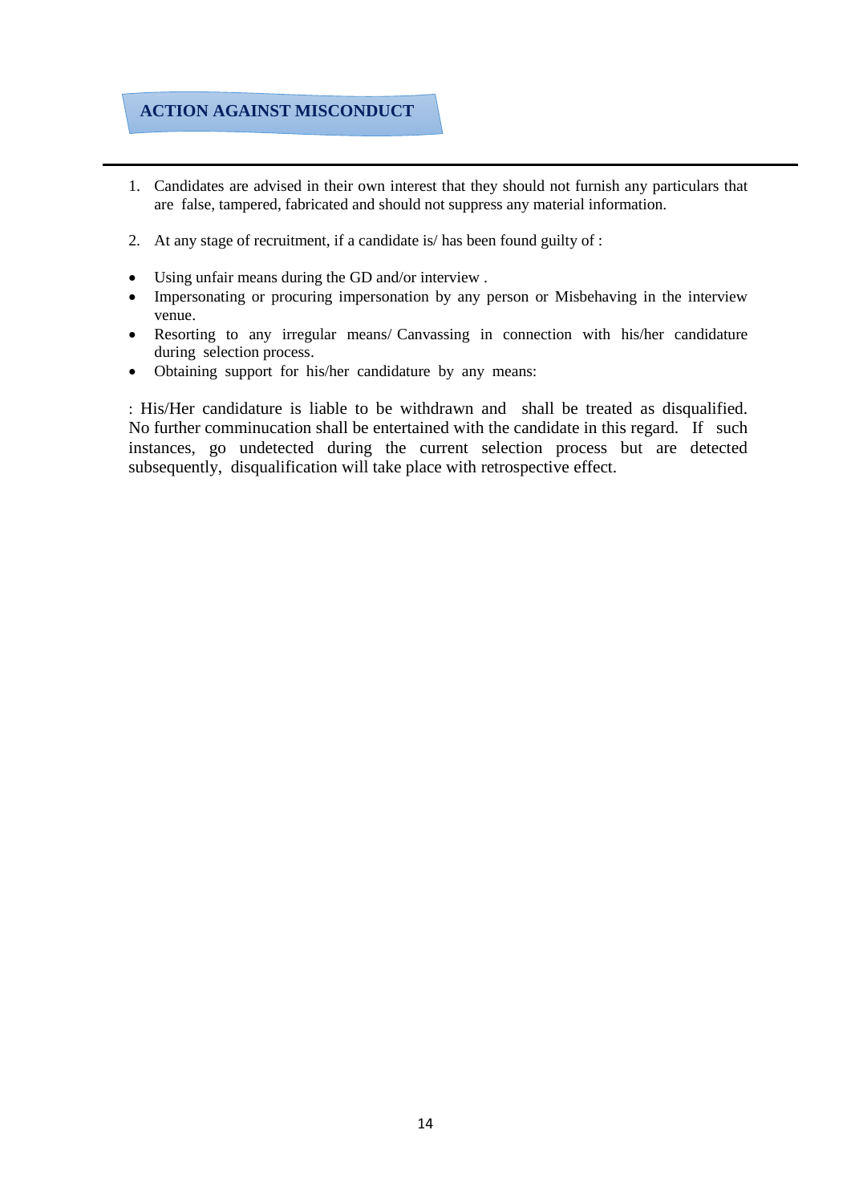## ACTION AGAINST MISCONDUCT

1. Candidates are advised in their own interest that they should not furnish any particulars that are false, tampered, fabricated and should not suppress any material information.

2. At any stage of recruitment, if a candidate is/ has been found guilty of :

- Using unfair means during the GD and/or interview .
- Impersonating or procuring impersonation by any person or Misbehaving in the interview venue.
- Resorting to any irregular means/ Canvassing in connection with his/her candidature during selection process.
- Obtaining support for his/her candidature by any means:

: His/Her candidature is liable to be withdrawn and shall be treated as disqualified. No further comminucation shall be entertained with the candidate in this regard. If such instances, go undetected during the current selection process but are detected subsequently, disqualification will take place with retrospective effect.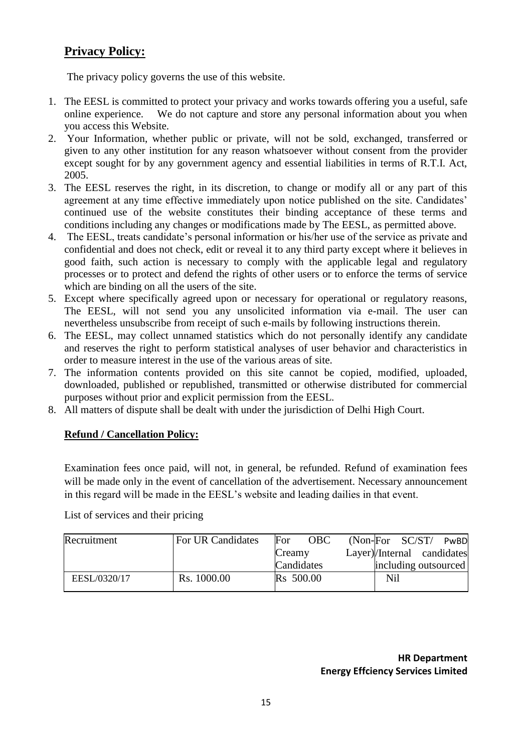## Privacy Policy:

The privacy policy governs the use of this website.

1. The EESL is committed to protect your privacy and works towards offering you a useful, safe online experience. We do not capture and store any personal information about you when you access this Website.
2. Your Information, whether public or private, will not be sold, exchanged, transferred or given to any other institution for any reason whatsoever without consent from the provider except sought for by any government agency and essential liabilities in terms of R.T.I. Act, 2005.
3. The EESL reserves the right, in its discretion, to change or modify all or any part of this agreement at any time effective immediately upon notice published on the site. Candidates' continued use of the website constitutes their binding acceptance of these terms and conditions including any changes or modifications made by The EESL, as permitted above.
4. The EESL, treats candidate's personal information or his/her use of the service as private and confidential and does not check, edit or reveal it to any third party except where it believes in good faith, such action is necessary to comply with the applicable legal and regulatory processes or to protect and defend the rights of other users or to enforce the terms of service which are binding on all the users of the site.
5. Except where specifically agreed upon or necessary for operational or regulatory reasons, The EESL, will not send you any unsolicited information via e-mail. The user can nevertheless unsubscribe from receipt of such e-mails by following instructions therein.
6. The EESL, may collect unnamed statistics which do not personally identify any candidate and reserves the right to perform statistical analyses of user behavior and characteristics in order to measure interest in the use of the various areas of site.
7. The information contents provided on this site cannot be copied, modified, uploaded, downloaded, published or republished, transmitted or otherwise distributed for commercial purposes without prior and explicit permission from the EESL.
8. All matters of dispute shall be dealt with under the jurisdiction of Delhi High Court.

### Refund / Cancellation Policy:

Examination fees once paid, will not, in general, be refunded. Refund of examination fees will be made only in the event of cancellation of the advertisement. Necessary announcement in this regard will be made in the EESL's website and leading dailies in that event.

List of services and their pricing

| Recruitment | For UR Candidates | For OBC (Non-Creamy Layer) Candidates | For SC/ST/ PwBD /Internal candidates including outsourced |
|---|---|---|---|
| EESL/0320/17 | Rs. 1000.00 | Rs 500.00 | Nil |

**HR Department**
**Energy Effciency Services Limited**